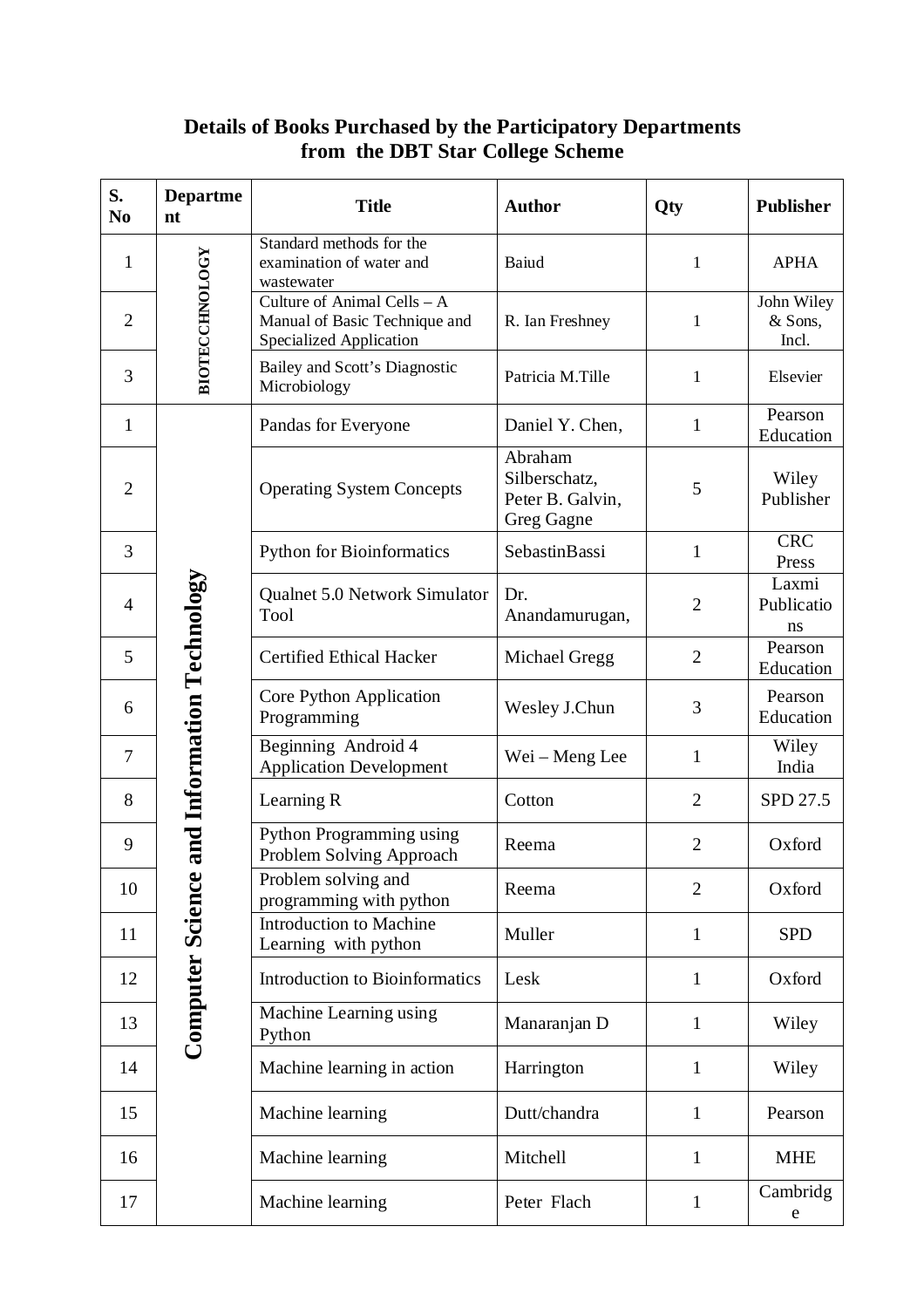**Details of Books Purchased by the Participatory Departments from the DBT Star College Scheme**

| S. No | Department | Title | Author | Qty | Publisher |
|---|---|---|---|---|---|
| 1 | BIOTECCHNOLOGY | Standard methods for the examination of water and wastewater | Baiud | 1 | APHA |
| 2 | | Culture of Animal Cells – A Manual of Basic Technique and Specialized Application | R. Ian Freshney | 1 | John Wiley & Sons, Incl. |
| 3 | | Bailey and Scott's Diagnostic Microbiology | Patricia M.Tille | 1 | Elsevier |
| 1 | Computer Science and Information Technology | Pandas for Everyone | Daniel Y. Chen, | 1 | Pearson Education |
| 2 | | Operating System Concepts | Abraham Silberschatz, Peter B. Galvin, Greg Gagne | 5 | Wiley Publisher |
| 3 | | Python for Bioinformatics | SebastinBassi | 1 | CRC Press |
| 4 | | Qualnet 5.0 Network Simulator Tool | Dr. Anandamurugan, | 2 | Laxmi Publications |
| 5 | | Certified Ethical Hacker | Michael Gregg | 2 | Pearson Education |
| 6 | | Core Python Application Programming | Wesley J.Chun | 3 | Pearson Education |
| 7 | | Beginning Android 4 Application Development | Wei – Meng Lee | 1 | Wiley India |
| 8 | | Learning R | Cotton | 2 | SPD 27.5 |
| 9 | | Python Programming using Problem Solving Approach | Reema | 2 | Oxford |
| 10 | | Problem solving and programming with python | Reema | 2 | Oxford |
| 11 | | Introduction to Machine Learning with python | Muller | 1 | SPD |
| 12 | | Introduction to Bioinformatics | Lesk | 1 | Oxford |
| 13 | | Machine Learning using Python | Manaranjan D | 1 | Wiley |
| 14 | | Machine learning in action | Harrington | 1 | Wiley |
| 15 | | Machine learning | Dutt/chandra | 1 | Pearson |
| 16 | | Machine learning | Mitchell | 1 | MHE |
| 17 | | Machine learning | Peter Flach | 1 | Cambridge |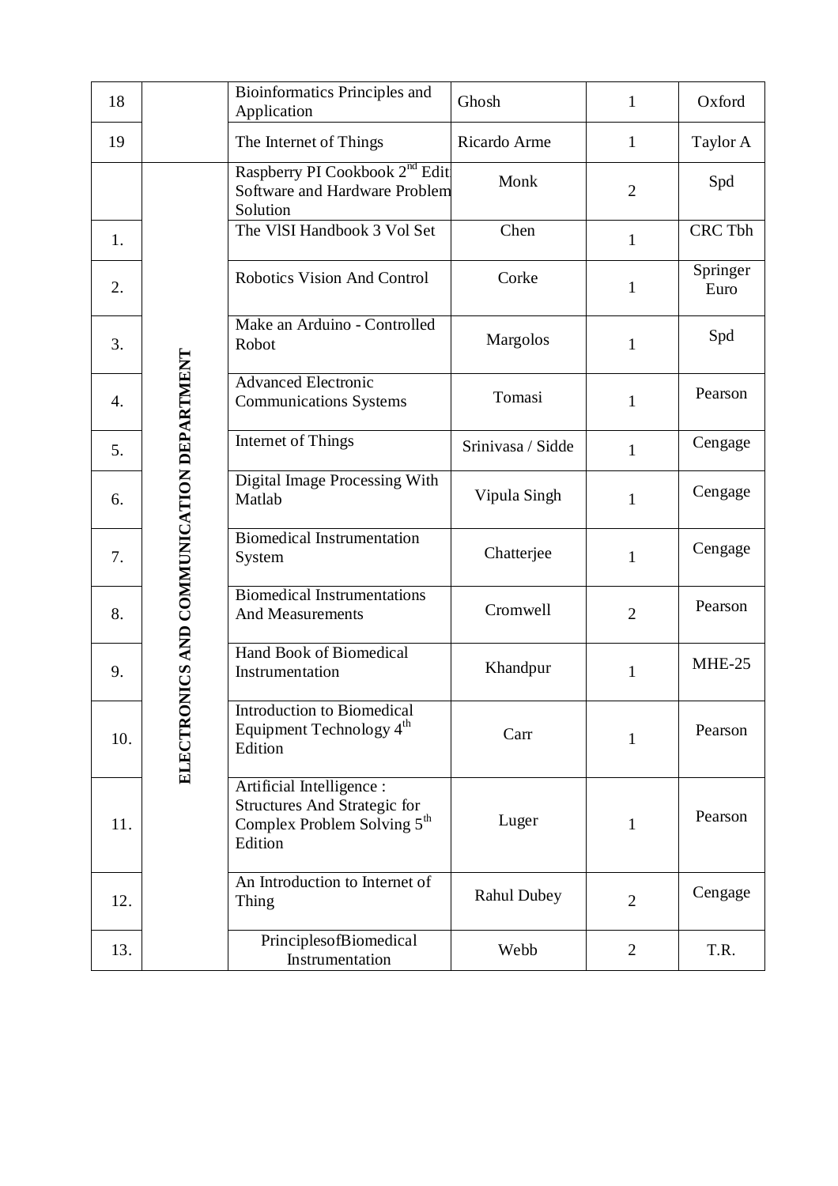| | | | | | |
|---|---|---|---|---|---|
| 18 | | Bioinformatics Principles and Application | Ghosh | 1 | Oxford |
| 19 | | The Internet of Things | Ricardo Arme | 1 | Taylor A |
| | **ELECTRONICS AND COMMUNICATION DEPARTMENT** | Raspberry PI Cookbook 2nd Edit Software and Hardware Problem Solution | Monk | 2 | Spd |
| 1. | | The VlSI Handbook 3 Vol Set | Chen | 1 | CRC Tbh |
| 2. | | Robotics Vision And Control | Corke | 1 | Springer Euro |
| 3. | | Make an Arduino - Controlled Robot | Margolos | 1 | Spd |
| 4. | | Advanced Electronic Communications Systems | Tomasi | 1 | Pearson |
| 5. | | Internet of Things | Srinivasa / Sidde | 1 | Cengage |
| 6. | | Digital Image Processing With Matlab | Vipula Singh | 1 | Cengage |
| 7. | | Biomedical Instrumentation System | Chatterjee | 1 | Cengage |
| 8. | | Biomedical Instrumentations And Measurements | Cromwell | 2 | Pearson |
| 9. | | Hand Book of Biomedical Instrumentation | Khandpur | 1 | MHE-25 |
| 10. | | Introduction to Biomedical Equipment Technology 4th Edition | Carr | 1 | Pearson |
| 11. | | Artificial Intelligence : Structures And Strategic for Complex Problem Solving 5th Edition | Luger | 1 | Pearson |
| 12. | | An Introduction to Internet of Thing | Rahul Dubey | 2 | Cengage |
| 13. | | PrinciplesofBiomedical Instrumentation | Webb | 2 | T.R. |